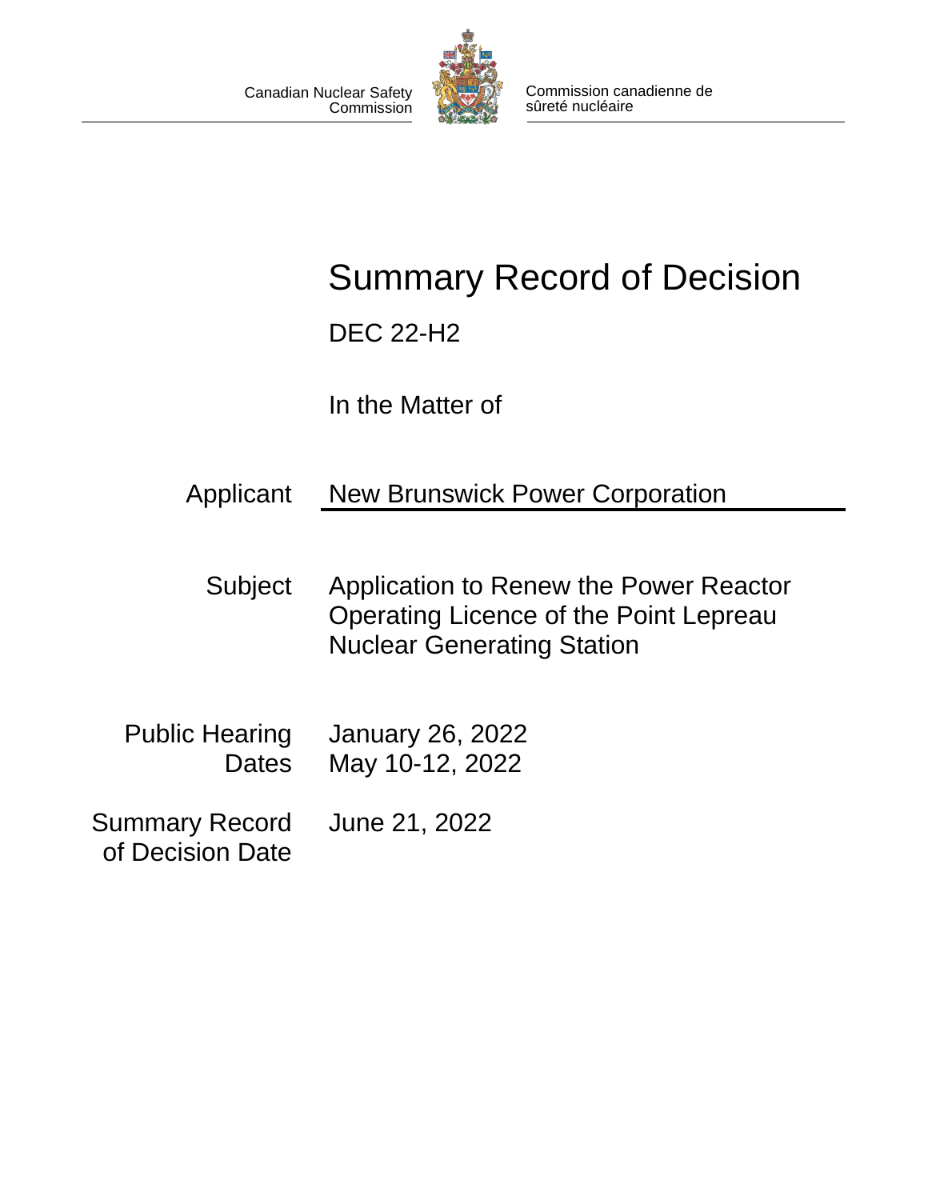Canadian Nuclear Safety Commission

Commission canadienne de sûreté nucléaire

# Summary Record of Decision

DEC 22-H2

In the Matter of

| | |
|---|---|
| Applicant | New Brunswick Power Corporation |
| Subject | Application to Renew the Power Reactor Operating Licence of the Point Lepreau Nuclear Generating Station |
| Public Hearing Dates | January 26, 2022<br>May 10-12, 2022 |
| Summary Record of Decision Date | June 21, 2022 |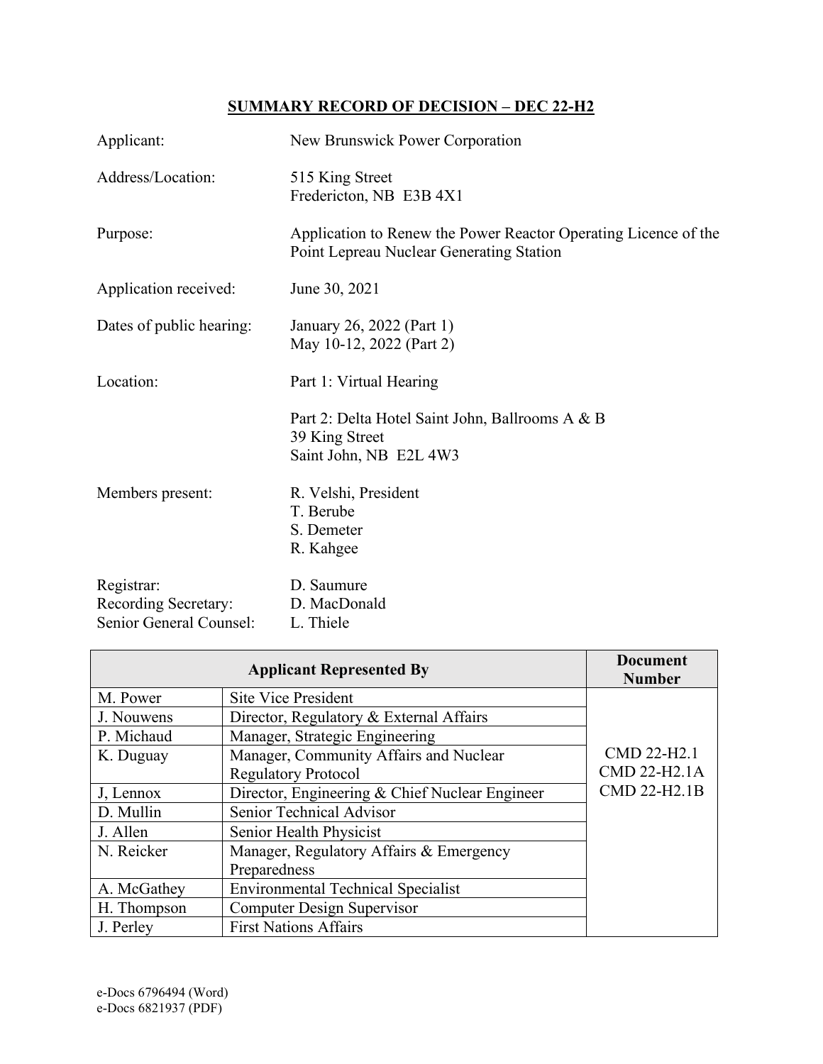## SUMMARY RECORD OF DECISION – DEC 22-H2

Applicant: New Brunswick Power Corporation

Address/Location: 515 King Street
Fredericton, NB E3B 4X1

Purpose: Application to Renew the Power Reactor Operating Licence of the Point Lepreau Nuclear Generating Station

Application received: June 30, 2021

Dates of public hearing: January 26, 2022 (Part 1)
May 10-12, 2022 (Part 2)

Location: Part 1: Virtual Hearing

Part 2: Delta Hotel Saint John, Ballrooms A & B
39 King Street
Saint John, NB E2L 4W3

Members present: R. Velshi, President
T. Berube
S. Demeter
R. Kahgee

Registrar: D. Saumure
Recording Secretary: D. MacDonald
Senior General Counsel: L. Thiele

| Applicant Represented By | | Document Number |
|---|---|---|
| M. Power | Site Vice President | CMD 22-H2.1<br>CMD 22-H2.1A<br>CMD 22-H2.1B |
| J. Nouwens | Director, Regulatory & External Affairs | |
| P. Michaud | Manager, Strategic Engineering | |
| K. Duguay | Manager, Community Affairs and Nuclear Regulatory Protocol | |
| J, Lennox | Director, Engineering & Chief Nuclear Engineer | |
| D. Mullin | Senior Technical Advisor | |
| J. Allen | Senior Health Physicist | |
| N. Reicker | Manager, Regulatory Affairs & Emergency Preparedness | |
| A. McGathey | Environmental Technical Specialist | |
| H. Thompson | Computer Design Supervisor | |
| J. Perley | First Nations Affairs | |

e-Docs 6796494 (Word)
e-Docs 6821937 (PDF)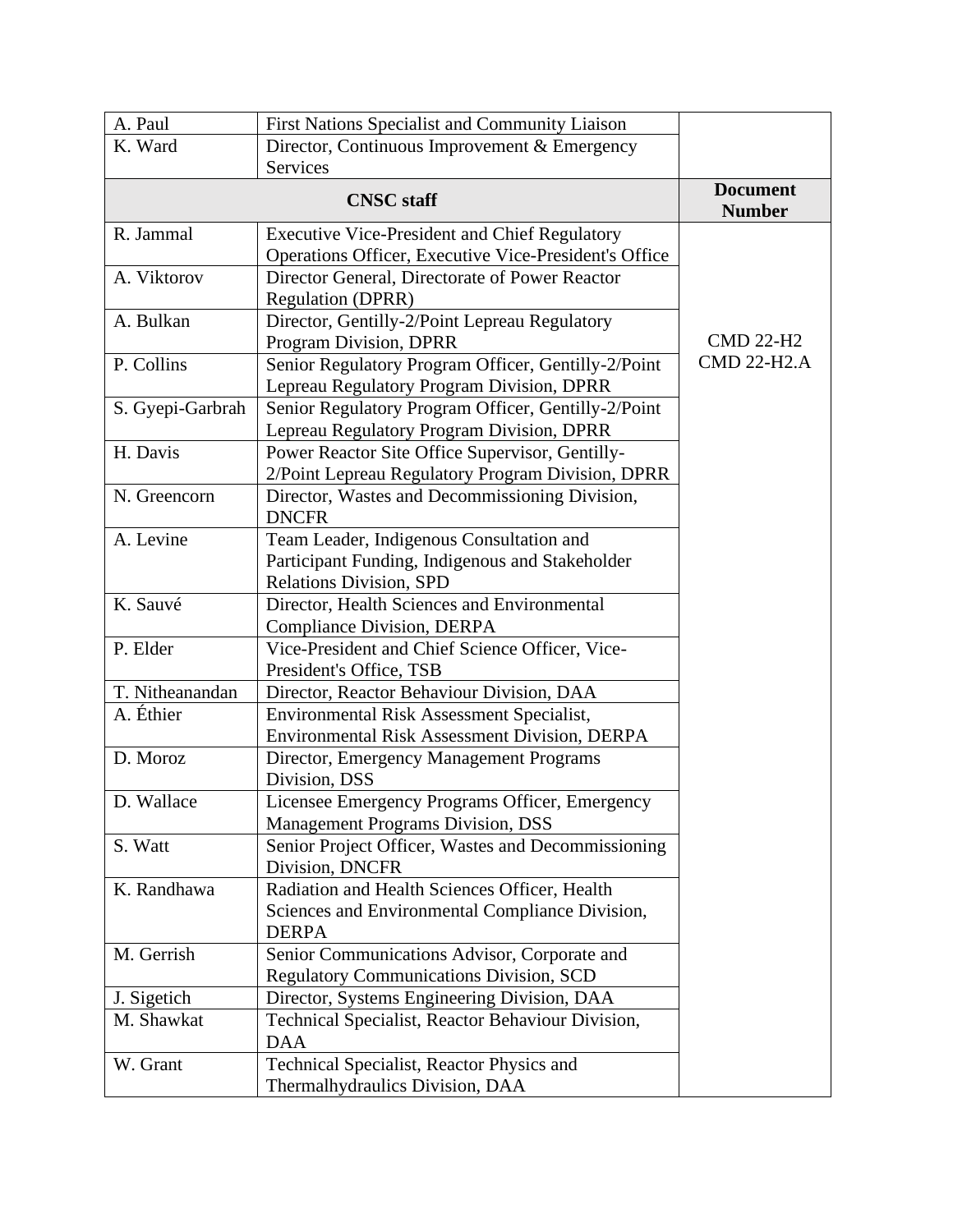| | | |
|---|---|---|
| A. Paul | First Nations Specialist and Community Liaison | |
| K. Ward | Director, Continuous Improvement & Emergency Services | |
| **CNSC staff** | | **Document Number** |
| R. Jammal | Executive Vice-President and Chief Regulatory Operations Officer, Executive Vice-President's Office | CMD 22-H2<br>CMD 22-H2.A |
| A. Viktorov | Director General, Directorate of Power Reactor Regulation (DPRR) | |
| A. Bulkan | Director, Gentilly-2/Point Lepreau Regulatory Program Division, DPRR | |
| P. Collins | Senior Regulatory Program Officer, Gentilly-2/Point Lepreau Regulatory Program Division, DPRR | |
| S. Gyepi-Garbrah | Senior Regulatory Program Officer, Gentilly-2/Point Lepreau Regulatory Program Division, DPRR | |
| H. Davis | Power Reactor Site Office Supervisor, Gentilly-2/Point Lepreau Regulatory Program Division, DPRR | |
| N. Greencorn | Director, Wastes and Decommissioning Division, DNCFR | |
| A. Levine | Team Leader, Indigenous Consultation and Participant Funding, Indigenous and Stakeholder Relations Division, SPD | |
| K. Sauvé | Director, Health Sciences and Environmental Compliance Division, DERPA | |
| P. Elder | Vice-President and Chief Science Officer, Vice-President's Office, TSB | |
| T. Nitheanandan | Director, Reactor Behaviour Division, DAA | |
| A. Éthier | Environmental Risk Assessment Specialist, Environmental Risk Assessment Division, DERPA | |
| D. Moroz | Director, Emergency Management Programs Division, DSS | |
| D. Wallace | Licensee Emergency Programs Officer, Emergency Management Programs Division, DSS | |
| S. Watt | Senior Project Officer, Wastes and Decommissioning Division, DNCFR | |
| K. Randhawa | Radiation and Health Sciences Officer, Health Sciences and Environmental Compliance Division, DERPA | |
| M. Gerrish | Senior Communications Advisor, Corporate and Regulatory Communications Division, SCD | |
| J. Sigetich | Director, Systems Engineering Division, DAA | |
| M. Shawkat | Technical Specialist, Reactor Behaviour Division, DAA | |
| W. Grant | Technical Specialist, Reactor Physics and Thermalhydraulics Division, DAA | |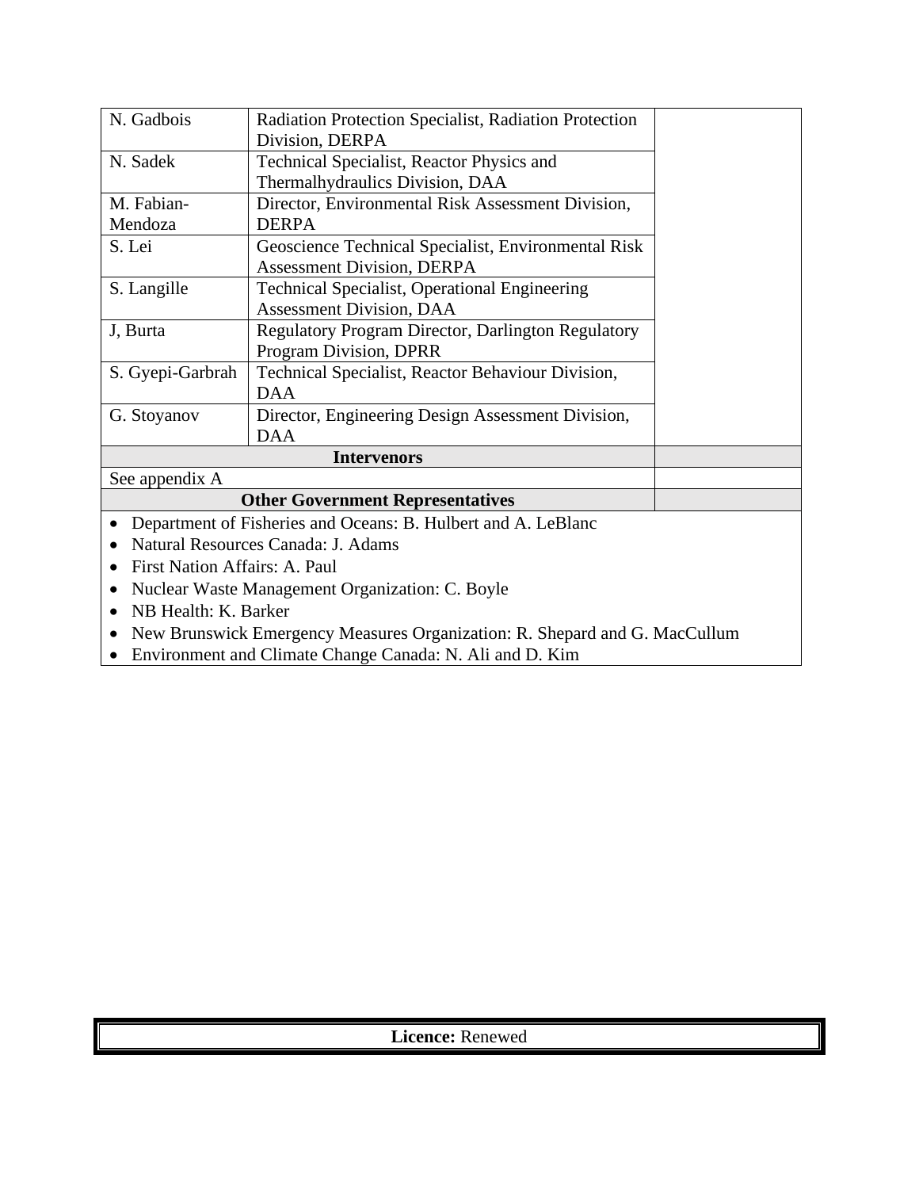| | | |
|---|---|---|
| N. Gadbois | Radiation Protection Specialist, Radiation Protection Division, DERPA | |
| N. Sadek | Technical Specialist, Reactor Physics and Thermalhydraulics Division, DAA | |
| M. Fabian-Mendoza | Director, Environmental Risk Assessment Division, DERPA | |
| S. Lei | Geoscience Technical Specialist, Environmental Risk Assessment Division, DERPA | |
| S. Langille | Technical Specialist, Operational Engineering Assessment Division, DAA | |
| J, Burta | Regulatory Program Director, Darlington Regulatory Program Division, DPRR | |
| S. Gyepi-Garbrah | Technical Specialist, Reactor Behaviour Division, DAA | |
| G. Stoyanov | Director, Engineering Design Assessment Division, DAA | |
| **Intervenors** | | |
| See appendix A | | |
| **Other Government Representatives** | | |

- Department of Fisheries and Oceans: B. Hulbert and A. LeBlanc
- Natural Resources Canada: J. Adams
- First Nation Affairs: A. Paul
- Nuclear Waste Management Organization: C. Boyle
- NB Health: K. Barker
- New Brunswick Emergency Measures Organization: R. Shepard and G. MacCullum
- Environment and Climate Change Canada: N. Ali and D. Kim

**Licence:** Renewed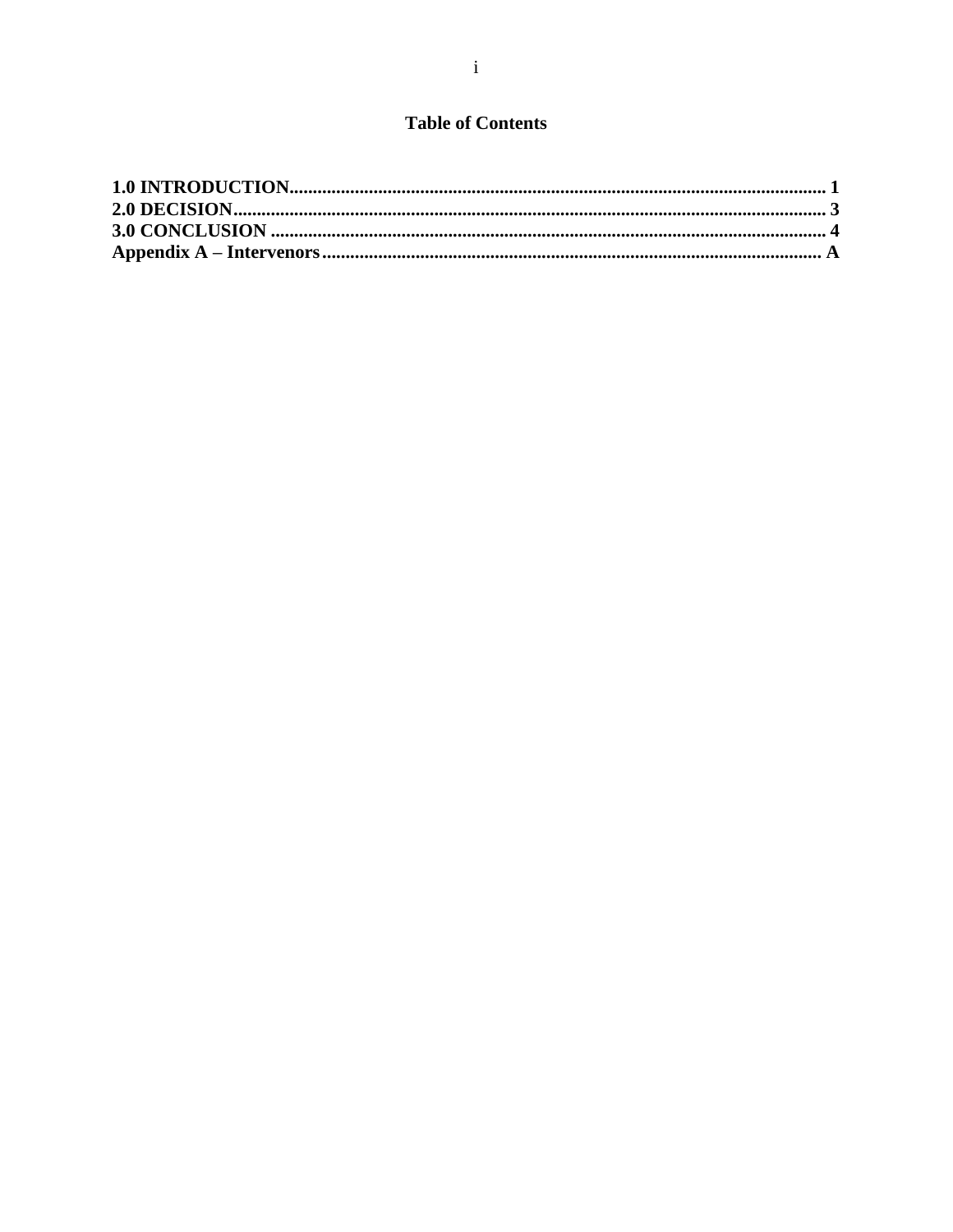## Table of Contents

**1.0 INTRODUCTION** ........ **1**
**2.0 DECISION** ........ **3**
**3.0 CONCLUSION** ........ **4**
**Appendix A – Intervenors** ........ **A**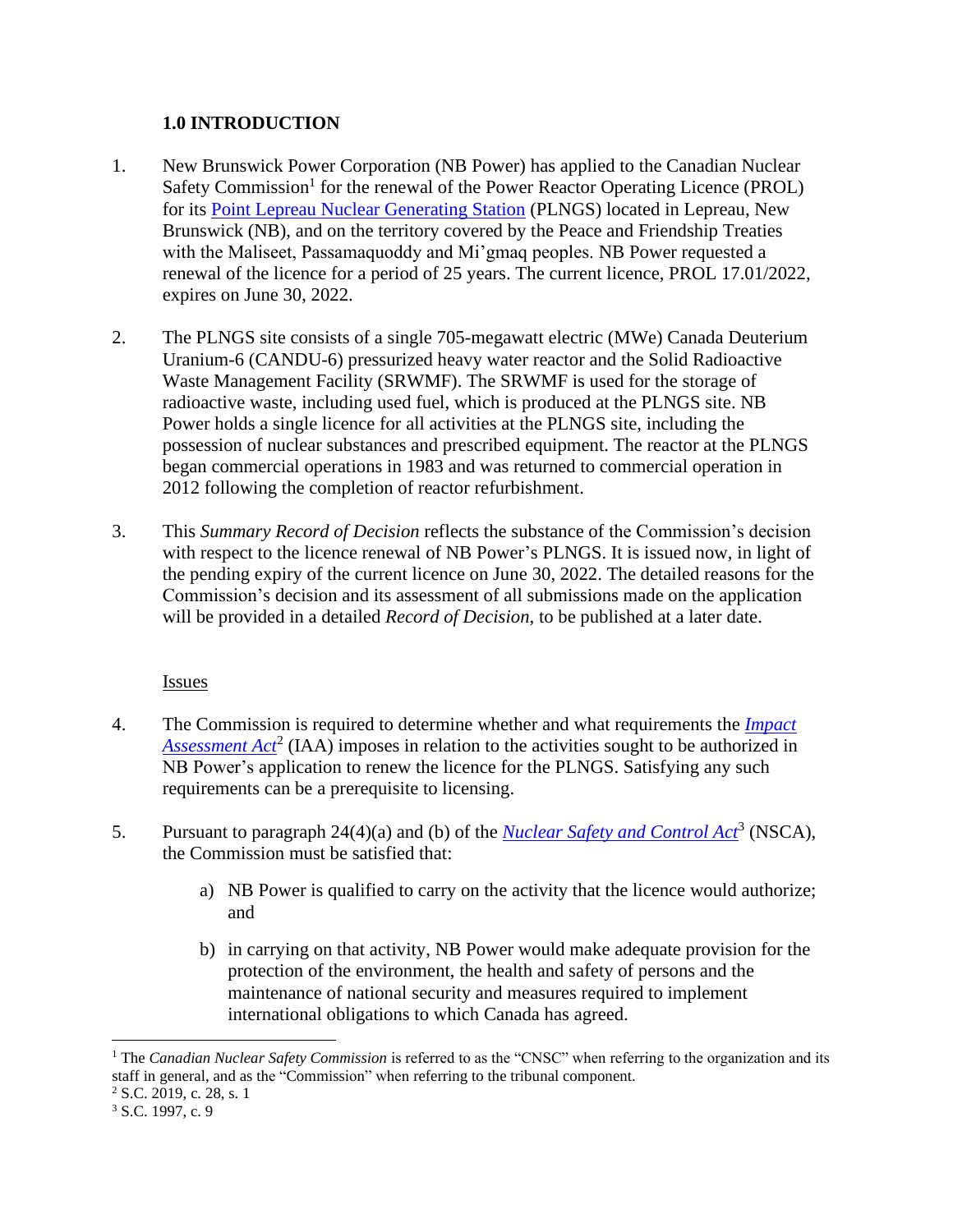## 1.0 INTRODUCTION

1. New Brunswick Power Corporation (NB Power) has applied to the Canadian Nuclear Safety Commission[1] for the renewal of the Power Reactor Operating Licence (PROL) for its Point Lepreau Nuclear Generating Station (PLNGS) located in Lepreau, New Brunswick (NB), and on the territory covered by the Peace and Friendship Treaties with the Maliseet, Passamaquoddy and Mi'gmaq peoples. NB Power requested a renewal of the licence for a period of 25 years. The current licence, PROL 17.01/2022, expires on June 30, 2022.

2. The PLNGS site consists of a single 705-megawatt electric (MWe) Canada Deuterium Uranium-6 (CANDU-6) pressurized heavy water reactor and the Solid Radioactive Waste Management Facility (SRWMF). The SRWMF is used for the storage of radioactive waste, including used fuel, which is produced at the PLNGS site. NB Power holds a single licence for all activities at the PLNGS site, including the possession of nuclear substances and prescribed equipment. The reactor at the PLNGS began commercial operations in 1983 and was returned to commercial operation in 2012 following the completion of reactor refurbishment.

3. This *Summary Record of Decision* reflects the substance of the Commission's decision with respect to the licence renewal of NB Power's PLNGS. It is issued now, in light of the pending expiry of the current licence on June 30, 2022. The detailed reasons for the Commission's decision and its assessment of all submissions made on the application will be provided in a detailed *Record of Decision*, to be published at a later date.

Issues

4. The Commission is required to determine whether and what requirements the *Impact Assessment Act*[2] (IAA) imposes in relation to the activities sought to be authorized in NB Power's application to renew the licence for the PLNGS. Satisfying any such requirements can be a prerequisite to licensing.

5. Pursuant to paragraph 24(4)(a) and (b) of the *Nuclear Safety and Control Act*[3] (NSCA), the Commission must be satisfied that:

   a) NB Power is qualified to carry on the activity that the licence would authorize; and

   b) in carrying on that activity, NB Power would make adequate provision for the protection of the environment, the health and safety of persons and the maintenance of national security and measures required to implement international obligations to which Canada has agreed.

---

[1] The *Canadian Nuclear Safety Commission* is referred to as the "CNSC" when referring to the organization and its staff in general, and as the "Commission" when referring to the tribunal component.

[2] S.C. 2019, c. 28, s. 1

[3] S.C. 1997, c. 9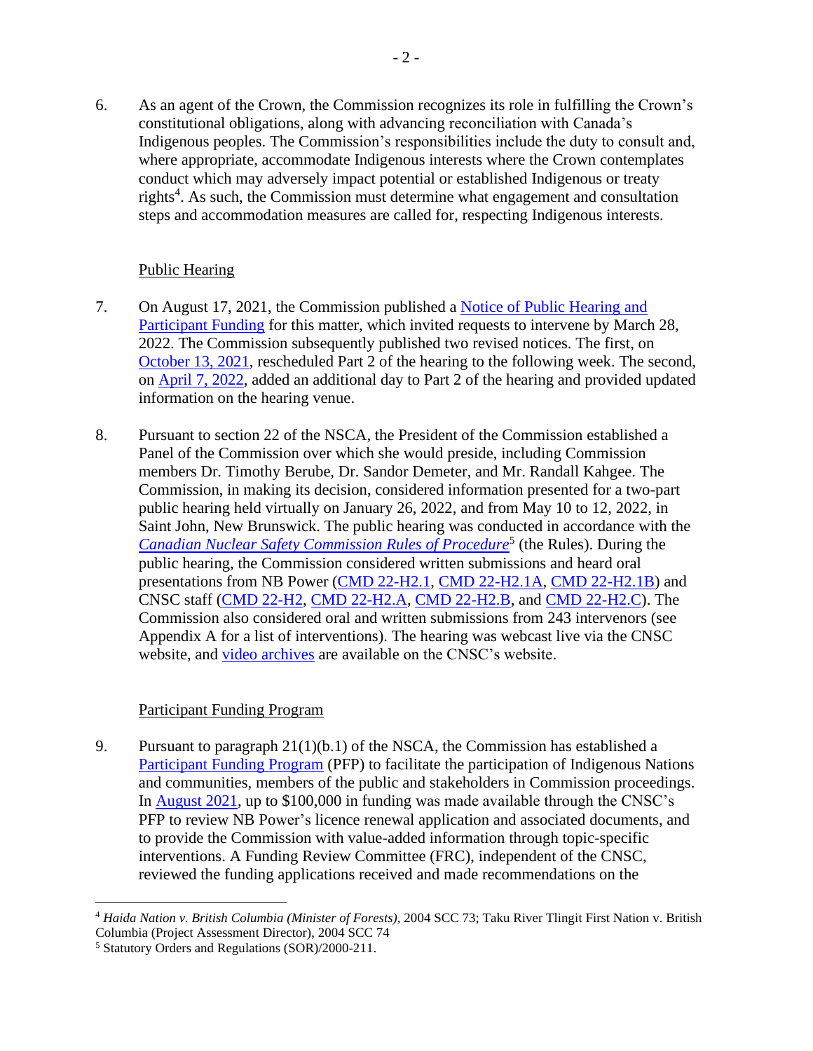6. As an agent of the Crown, the Commission recognizes its role in fulfilling the Crown's constitutional obligations, along with advancing reconciliation with Canada's Indigenous peoples. The Commission's responsibilities include the duty to consult and, where appropriate, accommodate Indigenous interests where the Crown contemplates conduct which may adversely impact potential or established Indigenous or treaty rights[4]. As such, the Commission must determine what engagement and consultation steps and accommodation measures are called for, respecting Indigenous interests.

Public Hearing

7. On August 17, 2021, the Commission published a Notice of Public Hearing and Participant Funding for this matter, which invited requests to intervene by March 28, 2022. The Commission subsequently published two revised notices. The first, on October 13, 2021, rescheduled Part 2 of the hearing to the following week. The second, on April 7, 2022, added an additional day to Part 2 of the hearing and provided updated information on the hearing venue.

8. Pursuant to section 22 of the NSCA, the President of the Commission established a Panel of the Commission over which she would preside, including Commission members Dr. Timothy Berube, Dr. Sandor Demeter, and Mr. Randall Kahgee. The Commission, in making its decision, considered information presented for a two-part public hearing held virtually on January 26, 2022, and from May 10 to 12, 2022, in Saint John, New Brunswick. The public hearing was conducted in accordance with the *Canadian Nuclear Safety Commission Rules of Procedure*[5] (the Rules). During the public hearing, the Commission considered written submissions and heard oral presentations from NB Power (CMD 22-H2.1, CMD 22-H2.1A, CMD 22-H2.1B) and CNSC staff (CMD 22-H2, CMD 22-H2.A, CMD 22-H2.B, and CMD 22-H2.C). The Commission also considered oral and written submissions from 243 intervenors (see Appendix A for a list of interventions). The hearing was webcast live via the CNSC website, and video archives are available on the CNSC's website.

Participant Funding Program

9. Pursuant to paragraph 21(1)(b.1) of the NSCA, the Commission has established a Participant Funding Program (PFP) to facilitate the participation of Indigenous Nations and communities, members of the public and stakeholders in Commission proceedings. In August 2021, up to $100,000 in funding was made available through the CNSC's PFP to review NB Power's licence renewal application and associated documents, and to provide the Commission with value-added information through topic-specific interventions. A Funding Review Committee (FRC), independent of the CNSC, reviewed the funding applications received and made recommendations on the

---

[4] *Haida Nation v. British Columbia (Minister of Forests)*, 2004 SCC 73; Taku River Tlingit First Nation v. British Columbia (Project Assessment Director), 2004 SCC 74

[5] Statutory Orders and Regulations (SOR)/2000-211.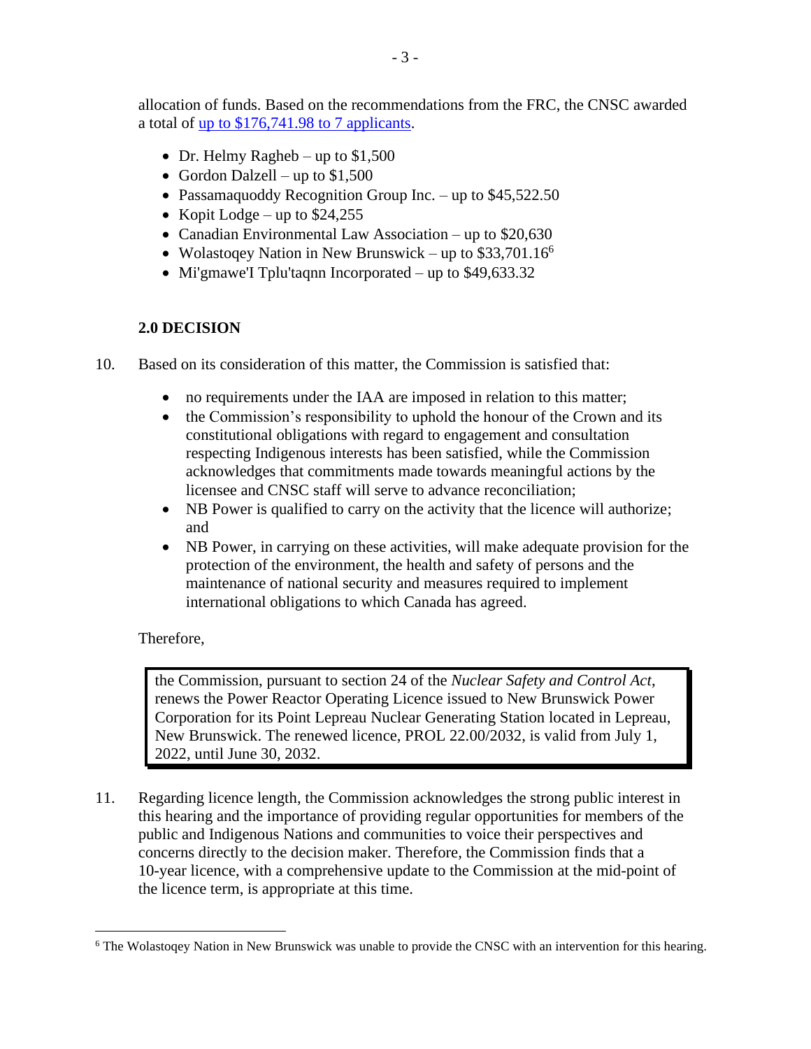allocation of funds. Based on the recommendations from the FRC, the CNSC awarded a total of up to $176,741.98 to 7 applicants.

- Dr. Helmy Ragheb – up to $1,500
- Gordon Dalzell – up to $1,500
- Passamaquoddy Recognition Group Inc. – up to $45,522.50
- Kopit Lodge – up to $24,255
- Canadian Environmental Law Association – up to $20,630
- Wolastoqey Nation in New Brunswick – up to $33,701.16[6]
- Mi'gmawe'l Tplu'taqnn Incorporated – up to $49,633.32

## 2.0 DECISION

10. Based on its consideration of this matter, the Commission is satisfied that:

    - no requirements under the IAA are imposed in relation to this matter;
    - the Commission's responsibility to uphold the honour of the Crown and its constitutional obligations with regard to engagement and consultation respecting Indigenous interests has been satisfied, while the Commission acknowledges that commitments made towards meaningful actions by the licensee and CNSC staff will serve to advance reconciliation;
    - NB Power is qualified to carry on the activity that the licence will authorize; and
    - NB Power, in carrying on these activities, will make adequate provision for the protection of the environment, the health and safety of persons and the maintenance of national security and measures required to implement international obligations to which Canada has agreed.

    Therefore,

    > the Commission, pursuant to section 24 of the *Nuclear Safety and Control Act*, renews the Power Reactor Operating Licence issued to New Brunswick Power Corporation for its Point Lepreau Nuclear Generating Station located in Lepreau, New Brunswick. The renewed licence, PROL 22.00/2032, is valid from July 1, 2022, until June 30, 2032.

11. Regarding licence length, the Commission acknowledges the strong public interest in this hearing and the importance of providing regular opportunities for members of the public and Indigenous Nations and communities to voice their perspectives and concerns directly to the decision maker. Therefore, the Commission finds that a 10-year licence, with a comprehensive update to the Commission at the mid-point of the licence term, is appropriate at this time.

---

[6] The Wolastoqey Nation in New Brunswick was unable to provide the CNSC with an intervention for this hearing.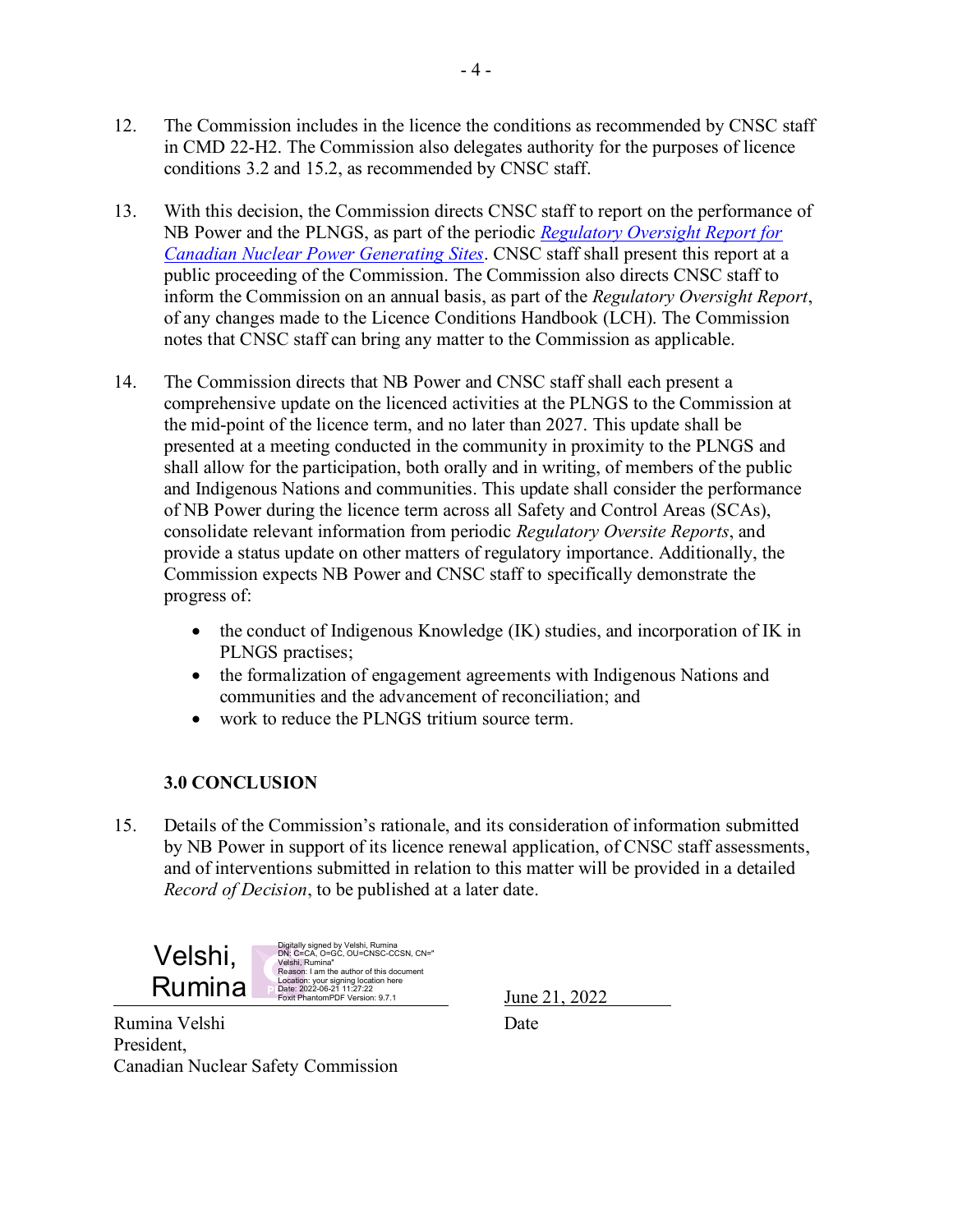12. The Commission includes in the licence the conditions as recommended by CNSC staff in CMD 22-H2. The Commission also delegates authority for the purposes of licence conditions 3.2 and 15.2, as recommended by CNSC staff.

13. With this decision, the Commission directs CNSC staff to report on the performance of NB Power and the PLNGS, as part of the periodic *Regulatory Oversight Report for Canadian Nuclear Power Generating Sites*. CNSC staff shall present this report at a public proceeding of the Commission. The Commission also directs CNSC staff to inform the Commission on an annual basis, as part of the *Regulatory Oversight Report*, of any changes made to the Licence Conditions Handbook (LCH). The Commission notes that CNSC staff can bring any matter to the Commission as applicable.

14. The Commission directs that NB Power and CNSC staff shall each present a comprehensive update on the licenced activities at the PLNGS to the Commission at the mid-point of the licence term, and no later than 2027. This update shall be presented at a meeting conducted in the community in proximity to the PLNGS and shall allow for the participation, both orally and in writing, of members of the public and Indigenous Nations and communities. This update shall consider the performance of NB Power during the licence term across all Safety and Control Areas (SCAs), consolidate relevant information from periodic *Regulatory Oversite Reports*, and provide a status update on other matters of regulatory importance. Additionally, the Commission expects NB Power and CNSC staff to specifically demonstrate the progress of:

    - the conduct of Indigenous Knowledge (IK) studies, and incorporation of IK in PLNGS practises;
    - the formalization of engagement agreements with Indigenous Nations and communities and the advancement of reconciliation; and
    - work to reduce the PLNGS tritium source term.

### 3.0 CONCLUSION

15. Details of the Commission's rationale, and its consideration of information submitted by NB Power in support of its licence renewal application, of CNSC staff assessments, and of interventions submitted in relation to this matter will be provided in a detailed *Record of Decision*, to be published at a later date.

Velshi, Rumina
Digitally signed by Velshi, Rumina
DN: C=CA, O=GC, OU=CNSC-CCSN, CN="Velshi, Rumina"
Reason: I am the author of this document
Location: your signing location here
Date: 2022-06-21 11:27:22
Foxit PhantomPDF Version: 9.7.1

June 21, 2022
Date

Rumina Velshi
President,
Canadian Nuclear Safety Commission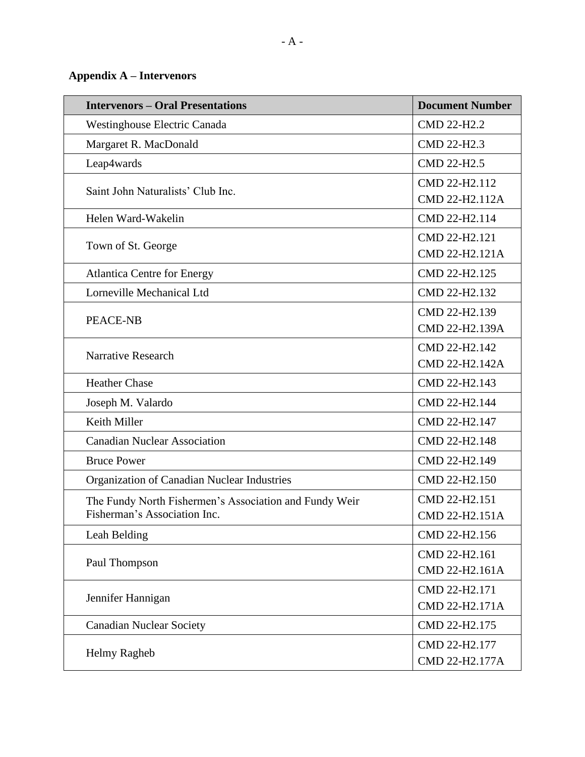**Appendix A – Intervenors**

| Intervenors – Oral Presentations | Document Number |
|---|---|
| Westinghouse Electric Canada | CMD 22-H2.2 |
| Margaret R. MacDonald | CMD 22-H2.3 |
| Leap4wards | CMD 22-H2.5 |
| Saint John Naturalists' Club Inc. | CMD 22-H2.112<br>CMD 22-H2.112A |
| Helen Ward-Wakelin | CMD 22-H2.114 |
| Town of St. George | CMD 22-H2.121<br>CMD 22-H2.121A |
| Atlantica Centre for Energy | CMD 22-H2.125 |
| Lorneville Mechanical Ltd | CMD 22-H2.132 |
| PEACE-NB | CMD 22-H2.139<br>CMD 22-H2.139A |
| Narrative Research | CMD 22-H2.142<br>CMD 22-H2.142A |
| Heather Chase | CMD 22-H2.143 |
| Joseph M. Valardo | CMD 22-H2.144 |
| Keith Miller | CMD 22-H2.147 |
| Canadian Nuclear Association | CMD 22-H2.148 |
| Bruce Power | CMD 22-H2.149 |
| Organization of Canadian Nuclear Industries | CMD 22-H2.150 |
| The Fundy North Fishermen's Association and Fundy Weir Fisherman's Association Inc. | CMD 22-H2.151<br>CMD 22-H2.151A |
| Leah Belding | CMD 22-H2.156 |
| Paul Thompson | CMD 22-H2.161<br>CMD 22-H2.161A |
| Jennifer Hannigan | CMD 22-H2.171<br>CMD 22-H2.171A |
| Canadian Nuclear Society | CMD 22-H2.175 |
| Helmy Ragheb | CMD 22-H2.177<br>CMD 22-H2.177A |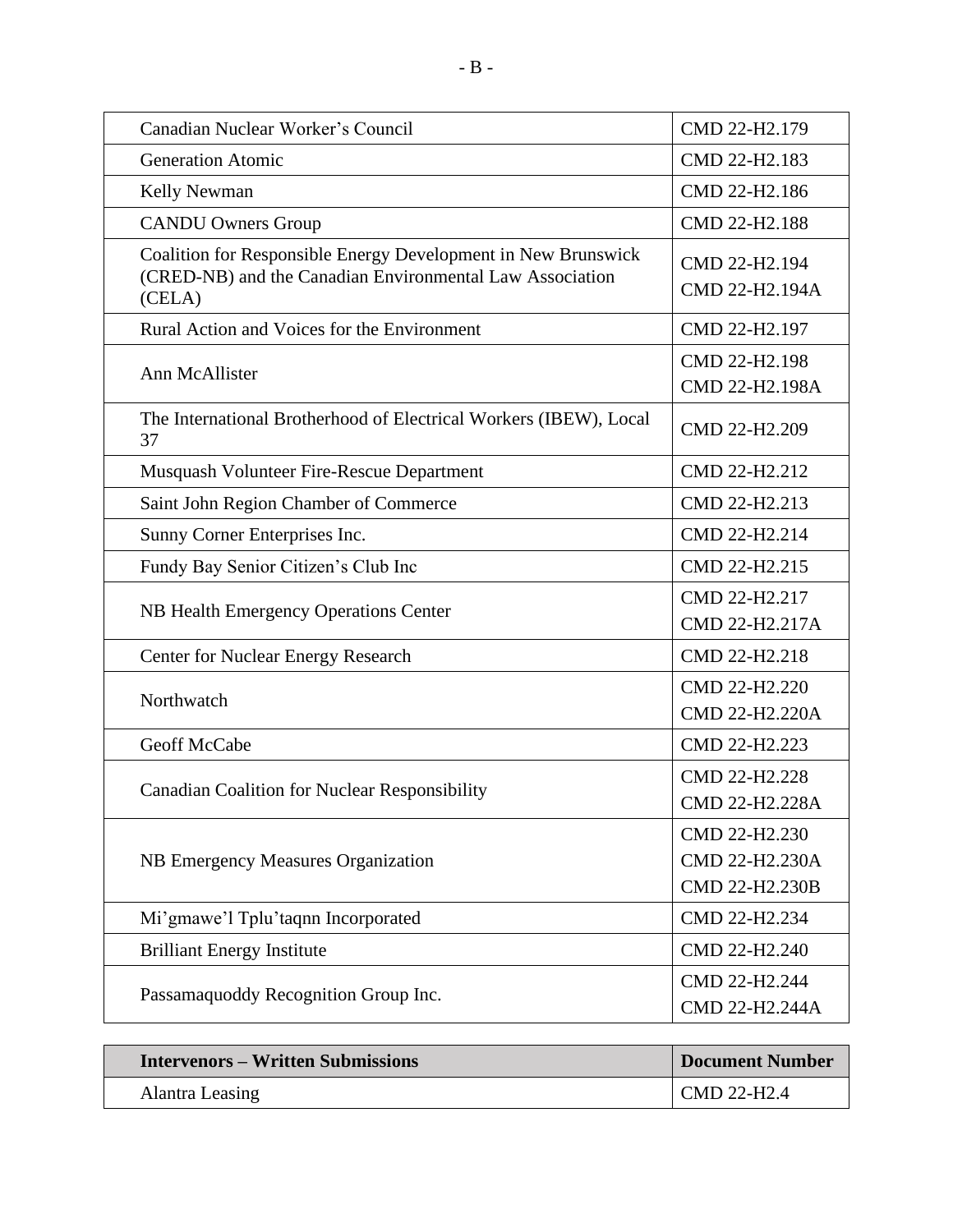| | |
|---|---|
| Canadian Nuclear Worker’s Council | CMD 22-H2.179 |
| Generation Atomic | CMD 22-H2.183 |
| Kelly Newman | CMD 22-H2.186 |
| CANDU Owners Group | CMD 22-H2.188 |
| Coalition for Responsible Energy Development in New Brunswick (CRED-NB) and the Canadian Environmental Law Association (CELA) | CMD 22-H2.194<br>CMD 22-H2.194A |
| Rural Action and Voices for the Environment | CMD 22-H2.197 |
| Ann McAllister | CMD 22-H2.198<br>CMD 22-H2.198A |
| The International Brotherhood of Electrical Workers (IBEW), Local 37 | CMD 22-H2.209 |
| Musquash Volunteer Fire-Rescue Department | CMD 22-H2.212 |
| Saint John Region Chamber of Commerce | CMD 22-H2.213 |
| Sunny Corner Enterprises Inc. | CMD 22-H2.214 |
| Fundy Bay Senior Citizen’s Club Inc | CMD 22-H2.215 |
| NB Health Emergency Operations Center | CMD 22-H2.217<br>CMD 22-H2.217A |
| Center for Nuclear Energy Research | CMD 22-H2.218 |
| Northwatch | CMD 22-H2.220<br>CMD 22-H2.220A |
| Geoff McCabe | CMD 22-H2.223 |
| Canadian Coalition for Nuclear Responsibility | CMD 22-H2.228<br>CMD 22-H2.228A |
| NB Emergency Measures Organization | CMD 22-H2.230<br>CMD 22-H2.230A<br>CMD 22-H2.230B |
| Mi’gmawe’l Tplu’taqnn Incorporated | CMD 22-H2.234 |
| Brilliant Energy Institute | CMD 22-H2.240 |
| Passamaquoddy Recognition Group Inc. | CMD 22-H2.244<br>CMD 22-H2.244A |

| **Intervenors – Written Submissions** | **Document Number** |
|---|---|
| Alantra Leasing | CMD 22-H2.4 |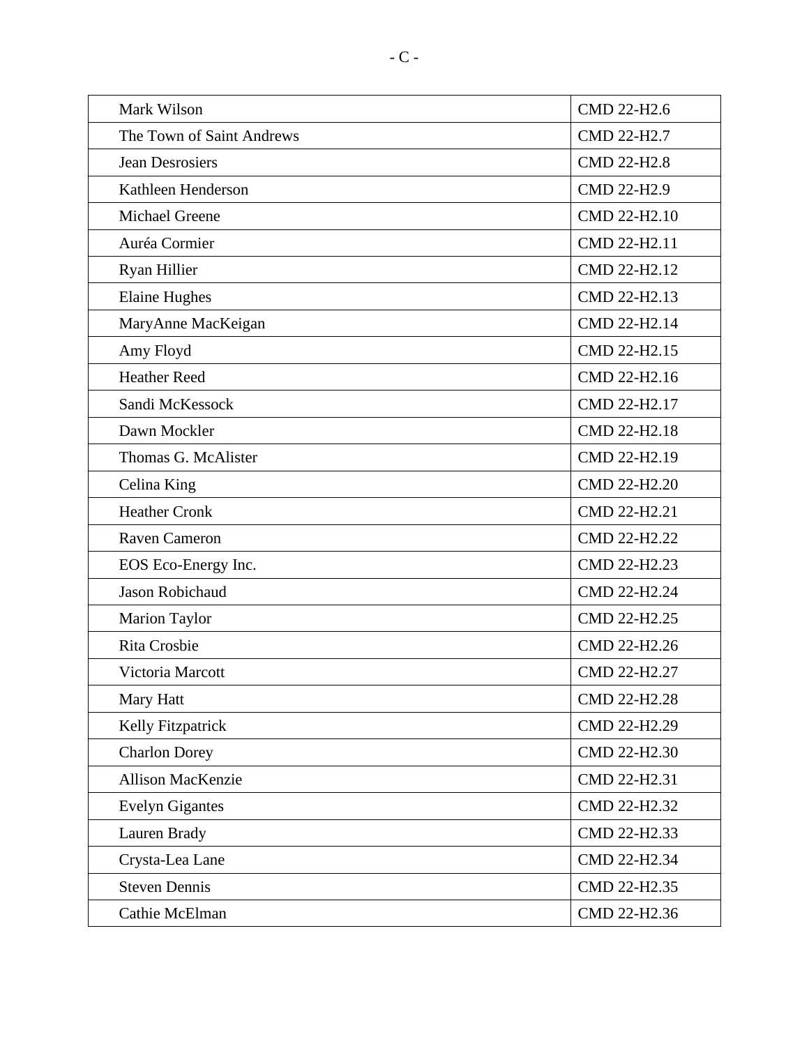| | |
|---|---|
| Mark Wilson | CMD 22-H2.6 |
| The Town of Saint Andrews | CMD 22-H2.7 |
| Jean Desrosiers | CMD 22-H2.8 |
| Kathleen Henderson | CMD 22-H2.9 |
| Michael Greene | CMD 22-H2.10 |
| Auréa Cormier | CMD 22-H2.11 |
| Ryan Hillier | CMD 22-H2.12 |
| Elaine Hughes | CMD 22-H2.13 |
| MaryAnne MacKeigan | CMD 22-H2.14 |
| Amy Floyd | CMD 22-H2.15 |
| Heather Reed | CMD 22-H2.16 |
| Sandi McKessock | CMD 22-H2.17 |
| Dawn Mockler | CMD 22-H2.18 |
| Thomas G. McAlister | CMD 22-H2.19 |
| Celina King | CMD 22-H2.20 |
| Heather Cronk | CMD 22-H2.21 |
| Raven Cameron | CMD 22-H2.22 |
| EOS Eco-Energy Inc. | CMD 22-H2.23 |
| Jason Robichaud | CMD 22-H2.24 |
| Marion Taylor | CMD 22-H2.25 |
| Rita Crosbie | CMD 22-H2.26 |
| Victoria Marcott | CMD 22-H2.27 |
| Mary Hatt | CMD 22-H2.28 |
| Kelly Fitzpatrick | CMD 22-H2.29 |
| Charlon Dorey | CMD 22-H2.30 |
| Allison MacKenzie | CMD 22-H2.31 |
| Evelyn Gigantes | CMD 22-H2.32 |
| Lauren Brady | CMD 22-H2.33 |
| Crysta-Lea Lane | CMD 22-H2.34 |
| Steven Dennis | CMD 22-H2.35 |
| Cathie McElman | CMD 22-H2.36 |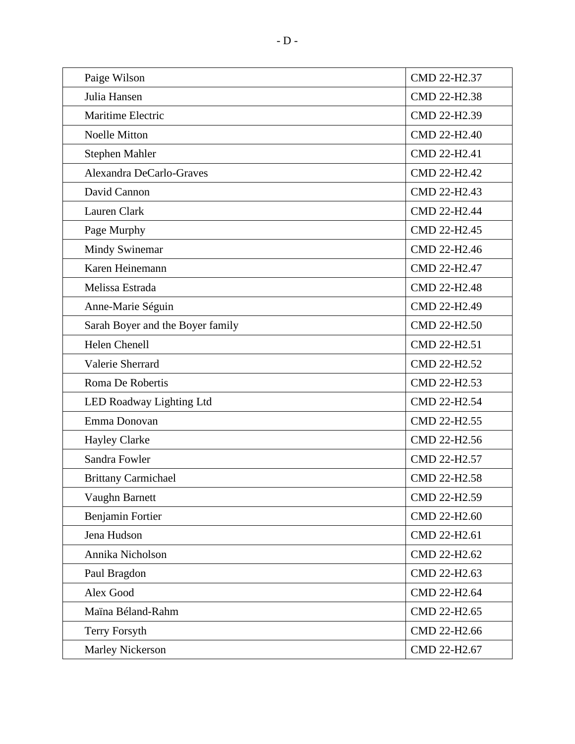| | |
|---|---|
| Paige Wilson | CMD 22-H2.37 |
| Julia Hansen | CMD 22-H2.38 |
| Maritime Electric | CMD 22-H2.39 |
| Noelle Mitton | CMD 22-H2.40 |
| Stephen Mahler | CMD 22-H2.41 |
| Alexandra DeCarlo-Graves | CMD 22-H2.42 |
| David Cannon | CMD 22-H2.43 |
| Lauren Clark | CMD 22-H2.44 |
| Page Murphy | CMD 22-H2.45 |
| Mindy Swinemar | CMD 22-H2.46 |
| Karen Heinemann | CMD 22-H2.47 |
| Melissa Estrada | CMD 22-H2.48 |
| Anne-Marie Séguin | CMD 22-H2.49 |
| Sarah Boyer and the Boyer family | CMD 22-H2.50 |
| Helen Chenell | CMD 22-H2.51 |
| Valerie Sherrard | CMD 22-H2.52 |
| Roma De Robertis | CMD 22-H2.53 |
| LED Roadway Lighting Ltd | CMD 22-H2.54 |
| Emma Donovan | CMD 22-H2.55 |
| Hayley Clarke | CMD 22-H2.56 |
| Sandra Fowler | CMD 22-H2.57 |
| Brittany Carmichael | CMD 22-H2.58 |
| Vaughn Barnett | CMD 22-H2.59 |
| Benjamin Fortier | CMD 22-H2.60 |
| Jena Hudson | CMD 22-H2.61 |
| Annika Nicholson | CMD 22-H2.62 |
| Paul Bragdon | CMD 22-H2.63 |
| Alex Good | CMD 22-H2.64 |
| Maïna Béland-Rahm | CMD 22-H2.65 |
| Terry Forsyth | CMD 22-H2.66 |
| Marley Nickerson | CMD 22-H2.67 |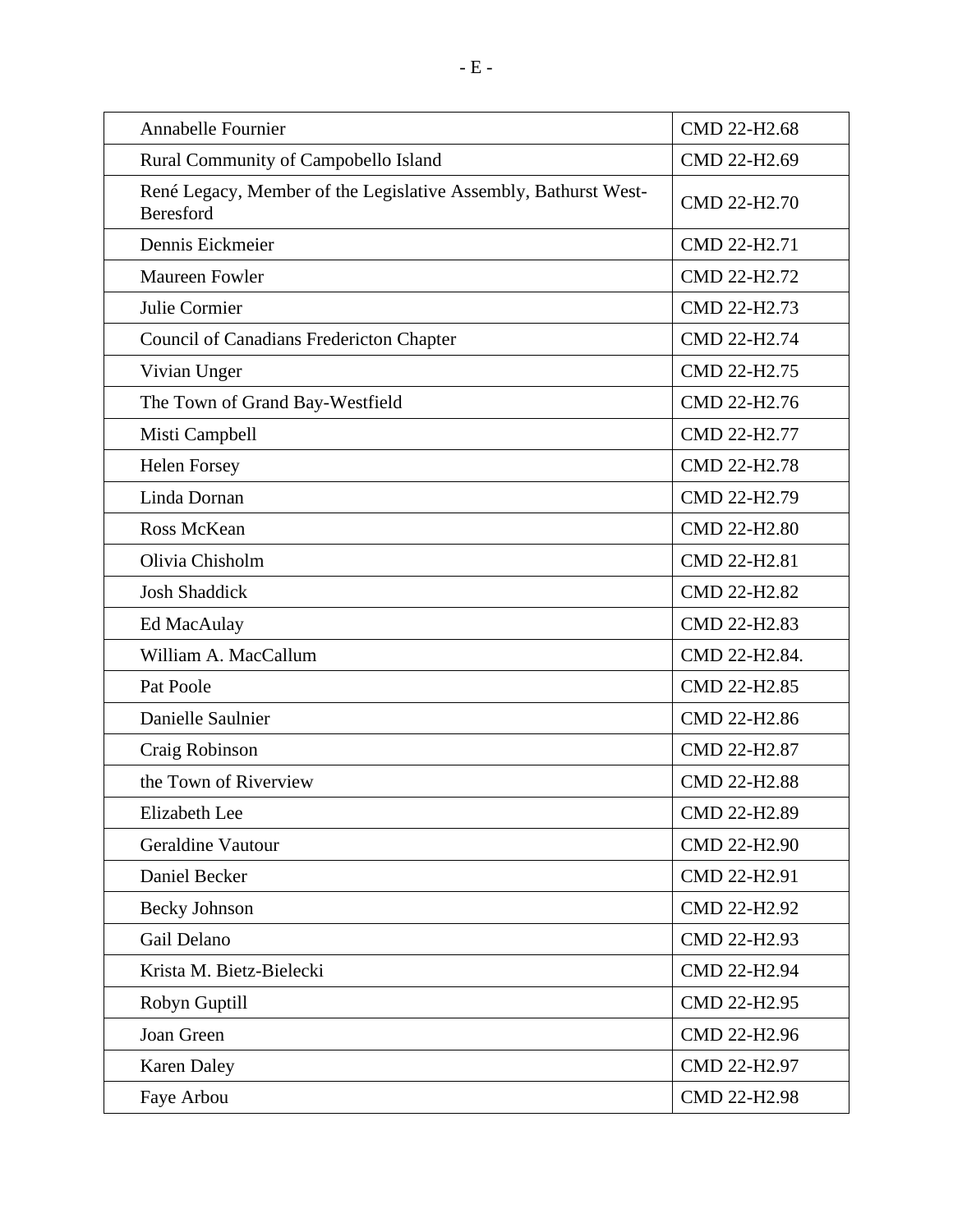| Annabelle Fournier | CMD 22-H2.68 |
|---|---|
| Rural Community of Campobello Island | CMD 22-H2.69 |
| René Legacy, Member of the Legislative Assembly, Bathurst West-Beresford | CMD 22-H2.70 |
| Dennis Eickmeier | CMD 22-H2.71 |
| Maureen Fowler | CMD 22-H2.72 |
| Julie Cormier | CMD 22-H2.73 |
| Council of Canadians Fredericton Chapter | CMD 22-H2.74 |
| Vivian Unger | CMD 22-H2.75 |
| The Town of Grand Bay-Westfield | CMD 22-H2.76 |
| Misti Campbell | CMD 22-H2.77 |
| Helen Forsey | CMD 22-H2.78 |
| Linda Dornan | CMD 22-H2.79 |
| Ross McKean | CMD 22-H2.80 |
| Olivia Chisholm | CMD 22-H2.81 |
| Josh Shaddick | CMD 22-H2.82 |
| Ed MacAulay | CMD 22-H2.83 |
| William A. MacCallum | CMD 22-H2.84. |
| Pat Poole | CMD 22-H2.85 |
| Danielle Saulnier | CMD 22-H2.86 |
| Craig Robinson | CMD 22-H2.87 |
| the Town of Riverview | CMD 22-H2.88 |
| Elizabeth Lee | CMD 22-H2.89 |
| Geraldine Vautour | CMD 22-H2.90 |
| Daniel Becker | CMD 22-H2.91 |
| Becky Johnson | CMD 22-H2.92 |
| Gail Delano | CMD 22-H2.93 |
| Krista M. Bietz-Bielecki | CMD 22-H2.94 |
| Robyn Guptill | CMD 22-H2.95 |
| Joan Green | CMD 22-H2.96 |
| Karen Daley | CMD 22-H2.97 |
| Faye Arbou | CMD 22-H2.98 |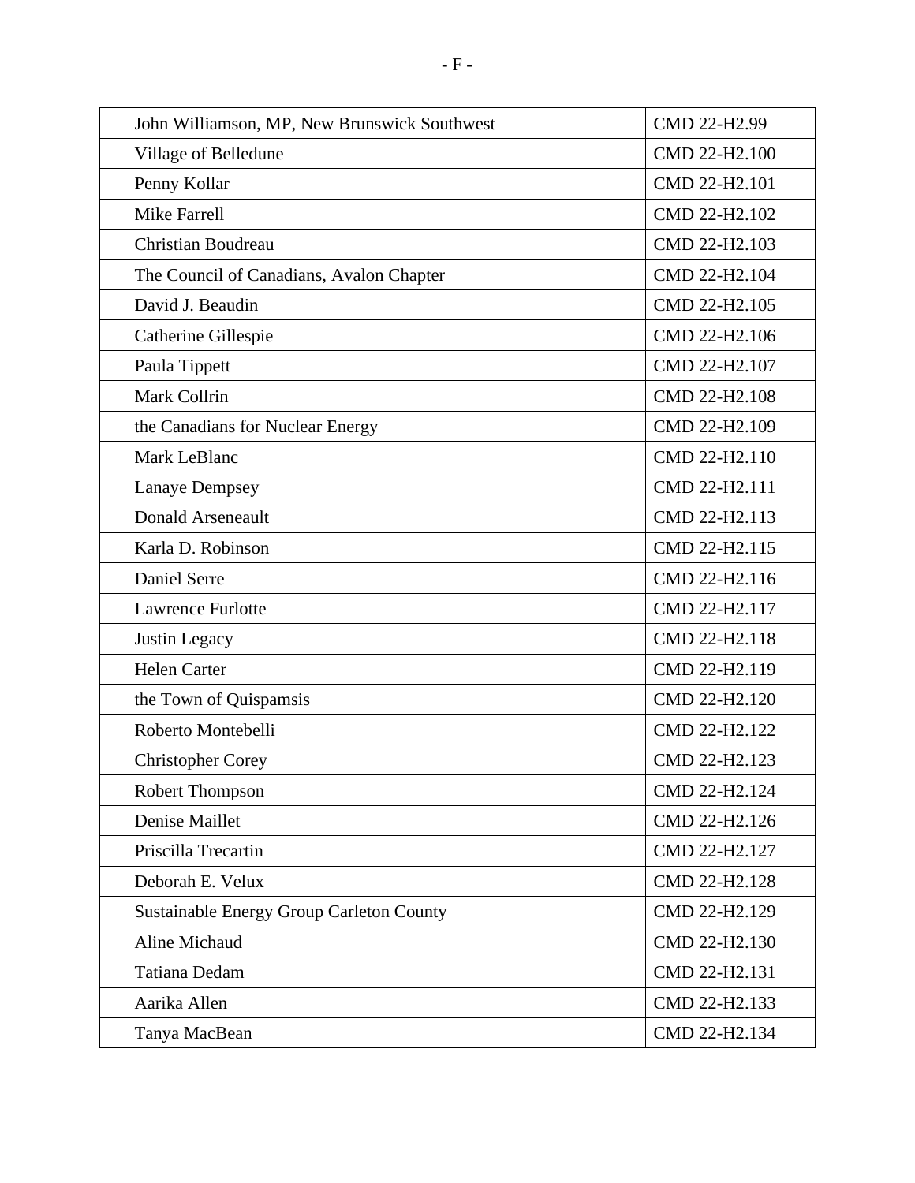| | |
|---|---|
| John Williamson, MP, New Brunswick Southwest | CMD 22-H2.99 |
| Village of Belledune | CMD 22-H2.100 |
| Penny Kollar | CMD 22-H2.101 |
| Mike Farrell | CMD 22-H2.102 |
| Christian Boudreau | CMD 22-H2.103 |
| The Council of Canadians, Avalon Chapter | CMD 22-H2.104 |
| David J. Beaudin | CMD 22-H2.105 |
| Catherine Gillespie | CMD 22-H2.106 |
| Paula Tippett | CMD 22-H2.107 |
| Mark Collrin | CMD 22-H2.108 |
| the Canadians for Nuclear Energy | CMD 22-H2.109 |
| Mark LeBlanc | CMD 22-H2.110 |
| Lanaye Dempsey | CMD 22-H2.111 |
| Donald Arseneault | CMD 22-H2.113 |
| Karla D. Robinson | CMD 22-H2.115 |
| Daniel Serre | CMD 22-H2.116 |
| Lawrence Furlotte | CMD 22-H2.117 |
| Justin Legacy | CMD 22-H2.118 |
| Helen Carter | CMD 22-H2.119 |
| the Town of Quispamsis | CMD 22-H2.120 |
| Roberto Montebelli | CMD 22-H2.122 |
| Christopher Corey | CMD 22-H2.123 |
| Robert Thompson | CMD 22-H2.124 |
| Denise Maillet | CMD 22-H2.126 |
| Priscilla Trecartin | CMD 22-H2.127 |
| Deborah E. Velux | CMD 22-H2.128 |
| Sustainable Energy Group Carleton County | CMD 22-H2.129 |
| Aline Michaud | CMD 22-H2.130 |
| Tatiana Dedam | CMD 22-H2.131 |
| Aarika Allen | CMD 22-H2.133 |
| Tanya MacBean | CMD 22-H2.134 |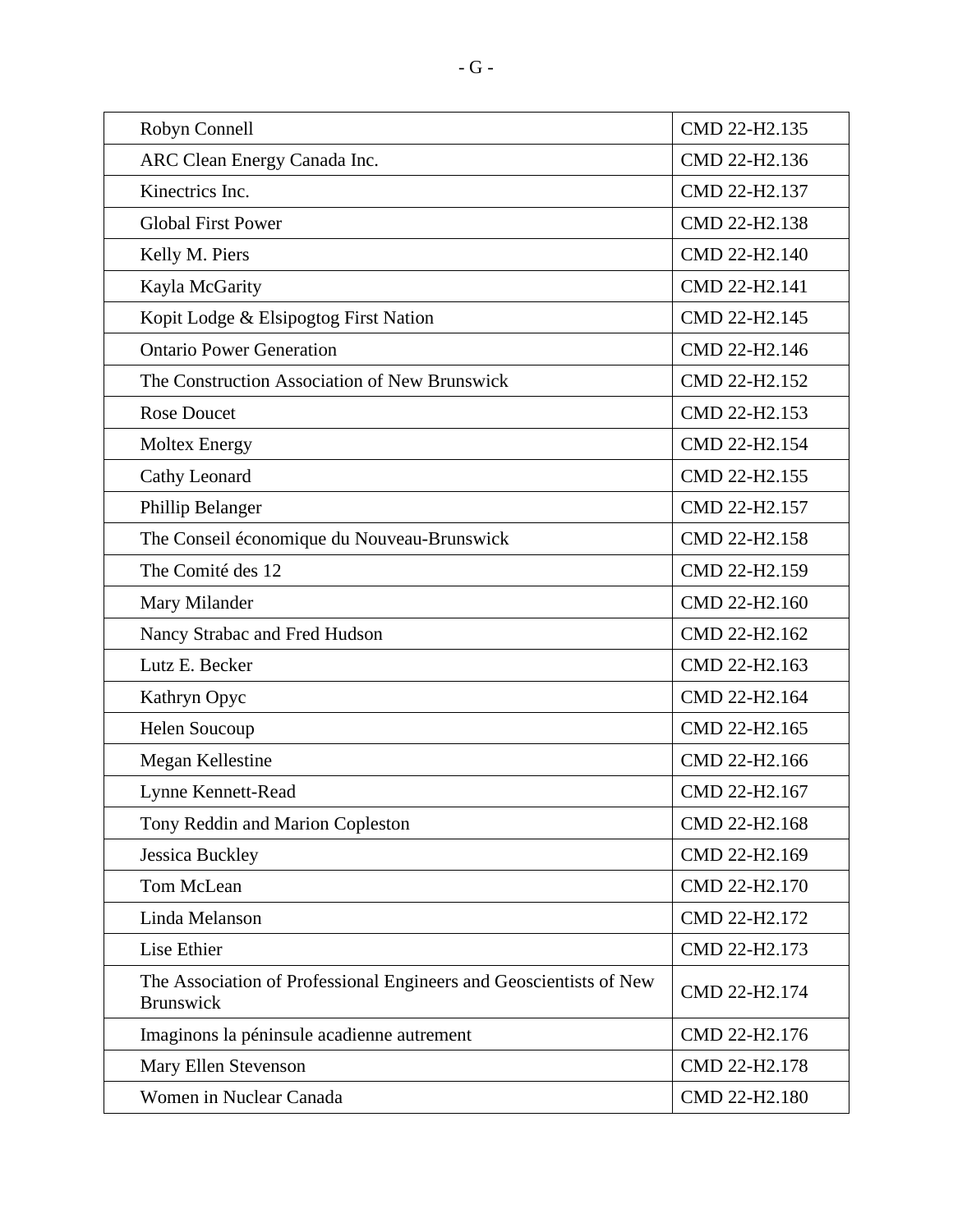| | |
|---|---|
| Robyn Connell | CMD 22-H2.135 |
| ARC Clean Energy Canada Inc. | CMD 22-H2.136 |
| Kinectrics Inc. | CMD 22-H2.137 |
| Global First Power | CMD 22-H2.138 |
| Kelly M. Piers | CMD 22-H2.140 |
| Kayla McGarity | CMD 22-H2.141 |
| Kopit Lodge & Elsipogtog First Nation | CMD 22-H2.145 |
| Ontario Power Generation | CMD 22-H2.146 |
| The Construction Association of New Brunswick | CMD 22-H2.152 |
| Rose Doucet | CMD 22-H2.153 |
| Moltex Energy | CMD 22-H2.154 |
| Cathy Leonard | CMD 22-H2.155 |
| Phillip Belanger | CMD 22-H2.157 |
| The Conseil économique du Nouveau-Brunswick | CMD 22-H2.158 |
| The Comité des 12 | CMD 22-H2.159 |
| Mary Milander | CMD 22-H2.160 |
| Nancy Strabac and Fred Hudson | CMD 22-H2.162 |
| Lutz E. Becker | CMD 22-H2.163 |
| Kathryn Opyc | CMD 22-H2.164 |
| Helen Soucoup | CMD 22-H2.165 |
| Megan Kellestine | CMD 22-H2.166 |
| Lynne Kennett-Read | CMD 22-H2.167 |
| Tony Reddin and Marion Copleston | CMD 22-H2.168 |
| Jessica Buckley | CMD 22-H2.169 |
| Tom McLean | CMD 22-H2.170 |
| Linda Melanson | CMD 22-H2.172 |
| Lise Ethier | CMD 22-H2.173 |
| The Association of Professional Engineers and Geoscientists of New Brunswick | CMD 22-H2.174 |
| Imaginons la péninsule acadienne autrement | CMD 22-H2.176 |
| Mary Ellen Stevenson | CMD 22-H2.178 |
| Women in Nuclear Canada | CMD 22-H2.180 |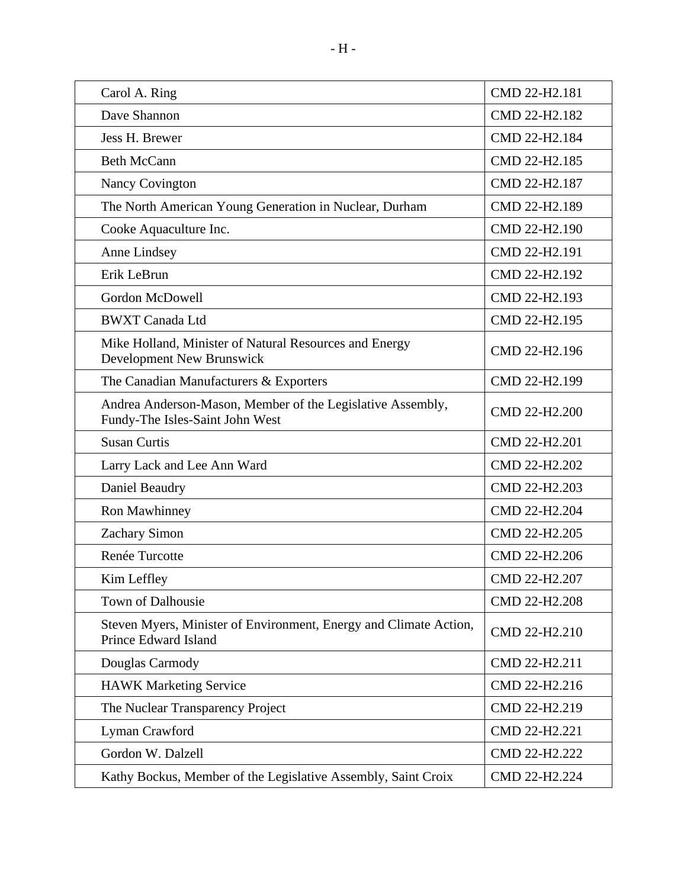| | |
|---|---|
| Carol A. Ring | CMD 22-H2.181 |
| Dave Shannon | CMD 22-H2.182 |
| Jess H. Brewer | CMD 22-H2.184 |
| Beth McCann | CMD 22-H2.185 |
| Nancy Covington | CMD 22-H2.187 |
| The North American Young Generation in Nuclear, Durham | CMD 22-H2.189 |
| Cooke Aquaculture Inc. | CMD 22-H2.190 |
| Anne Lindsey | CMD 22-H2.191 |
| Erik LeBrun | CMD 22-H2.192 |
| Gordon McDowell | CMD 22-H2.193 |
| BWXT Canada Ltd | CMD 22-H2.195 |
| Mike Holland, Minister of Natural Resources and Energy Development New Brunswick | CMD 22-H2.196 |
| The Canadian Manufacturers & Exporters | CMD 22-H2.199 |
| Andrea Anderson-Mason, Member of the Legislative Assembly, Fundy-The Isles-Saint John West | CMD 22-H2.200 |
| Susan Curtis | CMD 22-H2.201 |
| Larry Lack and Lee Ann Ward | CMD 22-H2.202 |
| Daniel Beaudry | CMD 22-H2.203 |
| Ron Mawhinney | CMD 22-H2.204 |
| Zachary Simon | CMD 22-H2.205 |
| Renée Turcotte | CMD 22-H2.206 |
| Kim Leffley | CMD 22-H2.207 |
| Town of Dalhousie | CMD 22-H2.208 |
| Steven Myers, Minister of Environment, Energy and Climate Action, Prince Edward Island | CMD 22-H2.210 |
| Douglas Carmody | CMD 22-H2.211 |
| HAWK Marketing Service | CMD 22-H2.216 |
| The Nuclear Transparency Project | CMD 22-H2.219 |
| Lyman Crawford | CMD 22-H2.221 |
| Gordon W. Dalzell | CMD 22-H2.222 |
| Kathy Bockus, Member of the Legislative Assembly, Saint Croix | CMD 22-H2.224 |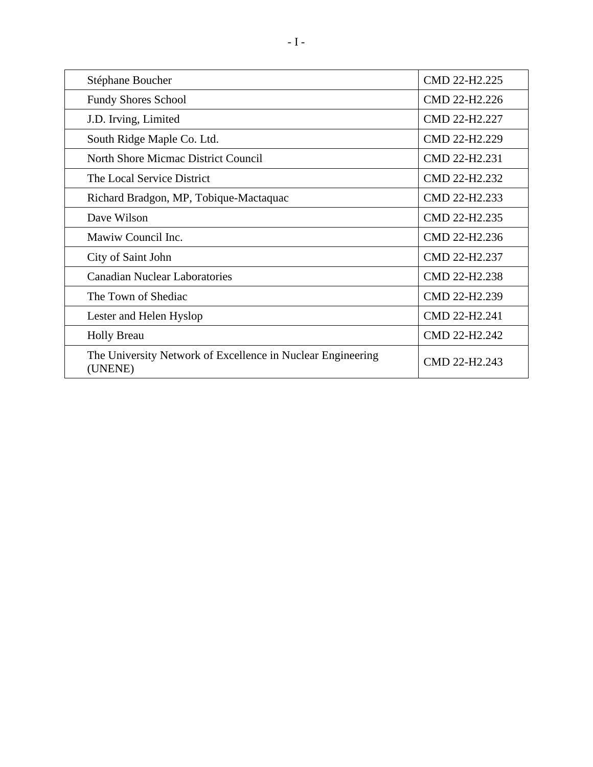| | |
|---|---|
| Stéphane Boucher | CMD 22-H2.225 |
| Fundy Shores School | CMD 22-H2.226 |
| J.D. Irving, Limited | CMD 22-H2.227 |
| South Ridge Maple Co. Ltd. | CMD 22-H2.229 |
| North Shore Micmac District Council | CMD 22-H2.231 |
| The Local Service District | CMD 22-H2.232 |
| Richard Bradgon, MP, Tobique-Mactaquac | CMD 22-H2.233 |
| Dave Wilson | CMD 22-H2.235 |
| Mawiw Council Inc. | CMD 22-H2.236 |
| City of Saint John | CMD 22-H2.237 |
| Canadian Nuclear Laboratories | CMD 22-H2.238 |
| The Town of Shediac | CMD 22-H2.239 |
| Lester and Helen Hyslop | CMD 22-H2.241 |
| Holly Breau | CMD 22-H2.242 |
| The University Network of Excellence in Nuclear Engineering (UNENE) | CMD 22-H2.243 |